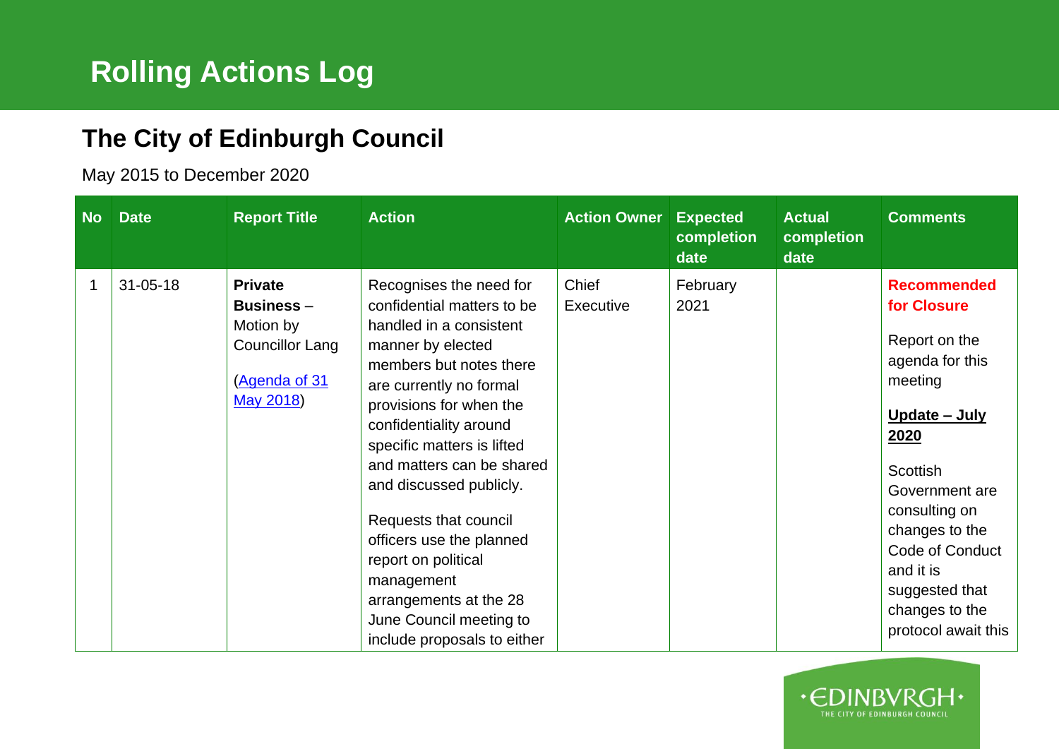# Rolling Actions Log

## The City of Edinburgh Council

May 2015 to December 2020

| No | Date | Report Title | Action | Action Owner | Expected completion date | Actual completion date | Comments |
|---|---|---|---|---|---|---|---|
| 1 | 31-05-18 | **Private Business** – Motion by Councillor Lang<br><br>([Agenda of 31 May 2018](#)) | Recognises the need for confidential matters to be handled in a consistent manner by elected members but notes there are currently no formal provisions for when the confidentiality around specific matters is lifted and matters can be shared and discussed publicly.<br><br>Requests that council officers use the planned report on political management arrangements at the 28 June Council meeting to include proposals to either | Chief Executive | February 2021 | | **Recommended for Closure**<br><br>Report on the agenda for this meeting<br><br>**Update – July 2020**<br><br>Scottish Government are consulting on changes to the Code of Conduct and it is suggested that changes to the protocol await this |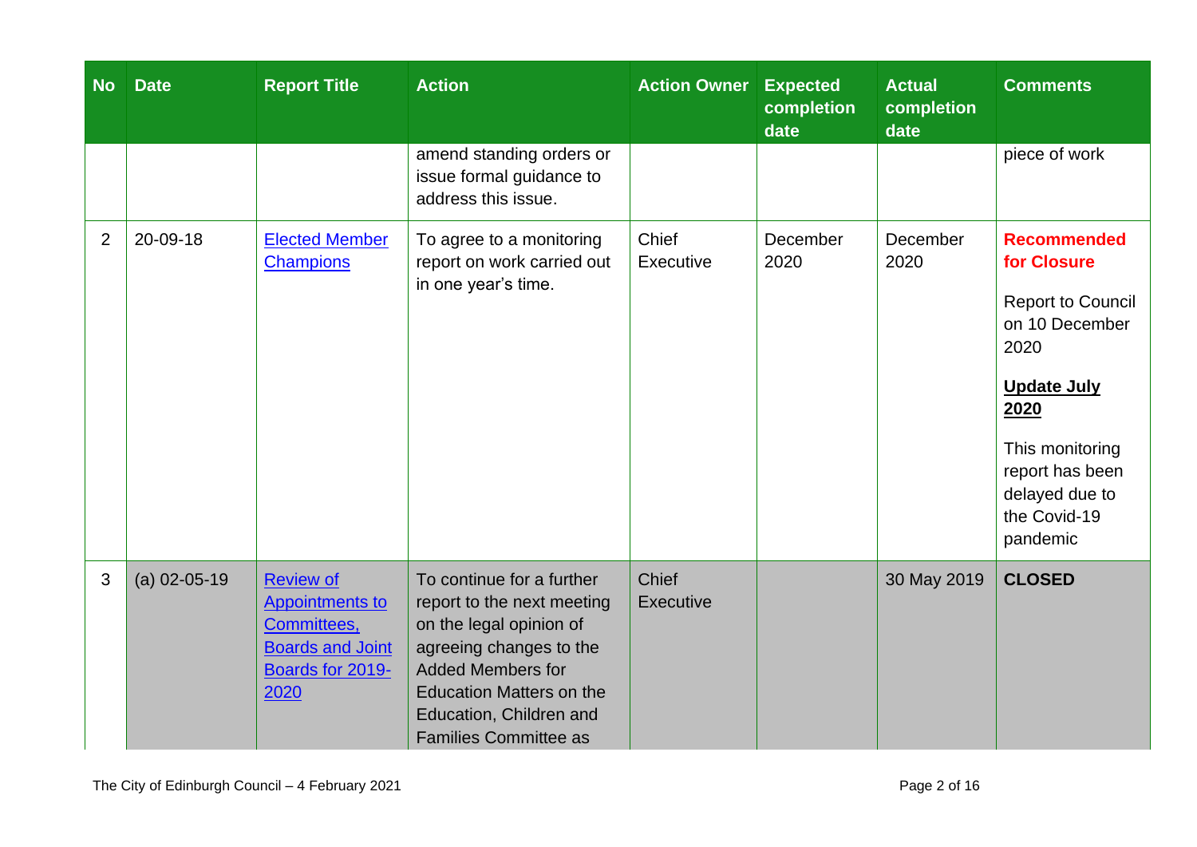| No | Date | Report Title | Action | Action Owner | Expected completion date | Actual completion date | Comments |
|---|---|---|---|---|---|---|---|
| | | | amend standing orders or issue formal guidance to address this issue. | | | | piece of work |
| 2 | 20-09-18 | [Elected Member Champions]() | To agree to a monitoring report on work carried out in one year's time. | Chief Executive | December 2020 | December 2020 | **Recommended for Closure**<br><br>Report to Council on 10 December 2020<br><br>**Update July 2020**<br><br>This monitoring report has been delayed due to the Covid-19 pandemic |
| 3 | (a) 02-05-19 | [Review of Appointments to Committees, Boards and Joint Boards for 2019-2020]() | To continue for a further report to the next meeting on the legal opinion of agreeing changes to the Added Members for Education Matters on the Education, Children and Families Committee as | Chief Executive | | 30 May 2019 | **CLOSED** |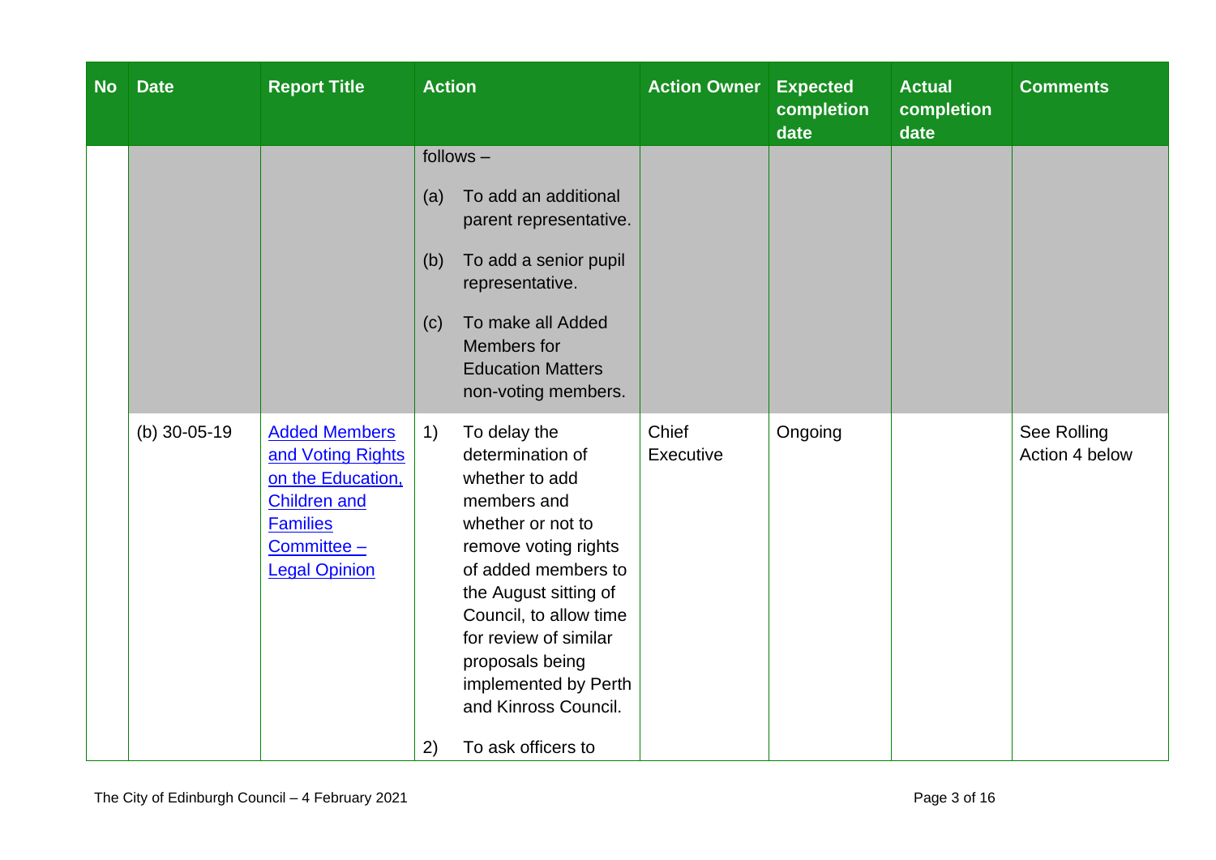| No | Date | Report Title | Action | Action Owner | Expected completion date | Actual completion date | Comments |
|---|---|---|---|---|---|---|---|
| | | | follows –<br><br>(a) To add an additional parent representative.<br><br>(b) To add a senior pupil representative.<br><br>(c) To make all Added Members for Education Matters non-voting members. | | | | |
| | (b) 30-05-19 | Added Members and Voting Rights on the Education, Children and Families Committee – Legal Opinion | 1) To delay the determination of whether to add members and whether or not to remove voting rights of added members to the August sitting of Council, to allow time for review of similar proposals being implemented by Perth and Kinross Council.<br><br>2) To ask officers to | Chief Executive | Ongoing | | See Rolling Action 4 below |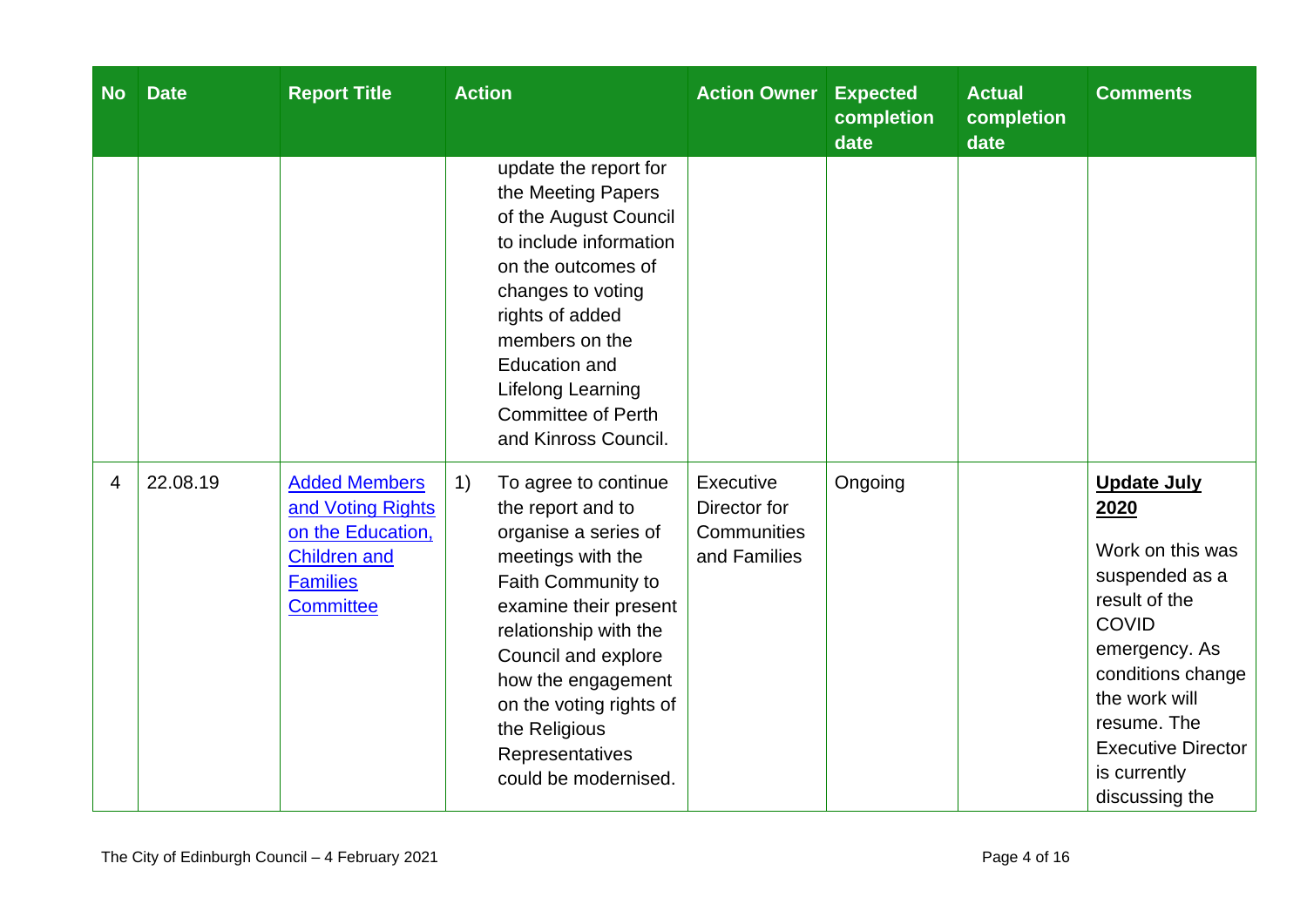| No | Date | Report Title | Action | Action Owner | Expected completion date | Actual completion date | Comments |
|---|---|---|---|---|---|---|---|
| | | | update the report for the Meeting Papers of the August Council to include information on the outcomes of changes to voting rights of added members on the Education and Lifelong Learning Committee of Perth and Kinross Council. | | | | |
| 4 | 22.08.19 | [Added Members and Voting Rights on the Education, Children and Families Committee]() | 1) To agree to continue the report and to organise a series of meetings with the Faith Community to examine their present relationship with the Council and explore how the engagement on the voting rights of the Religious Representatives could be modernised. | Executive Director for Communities and Families | Ongoing | | **Update July 2020** Work on this was suspended as a result of the COVID emergency. As conditions change the work will resume. The Executive Director is currently discussing the |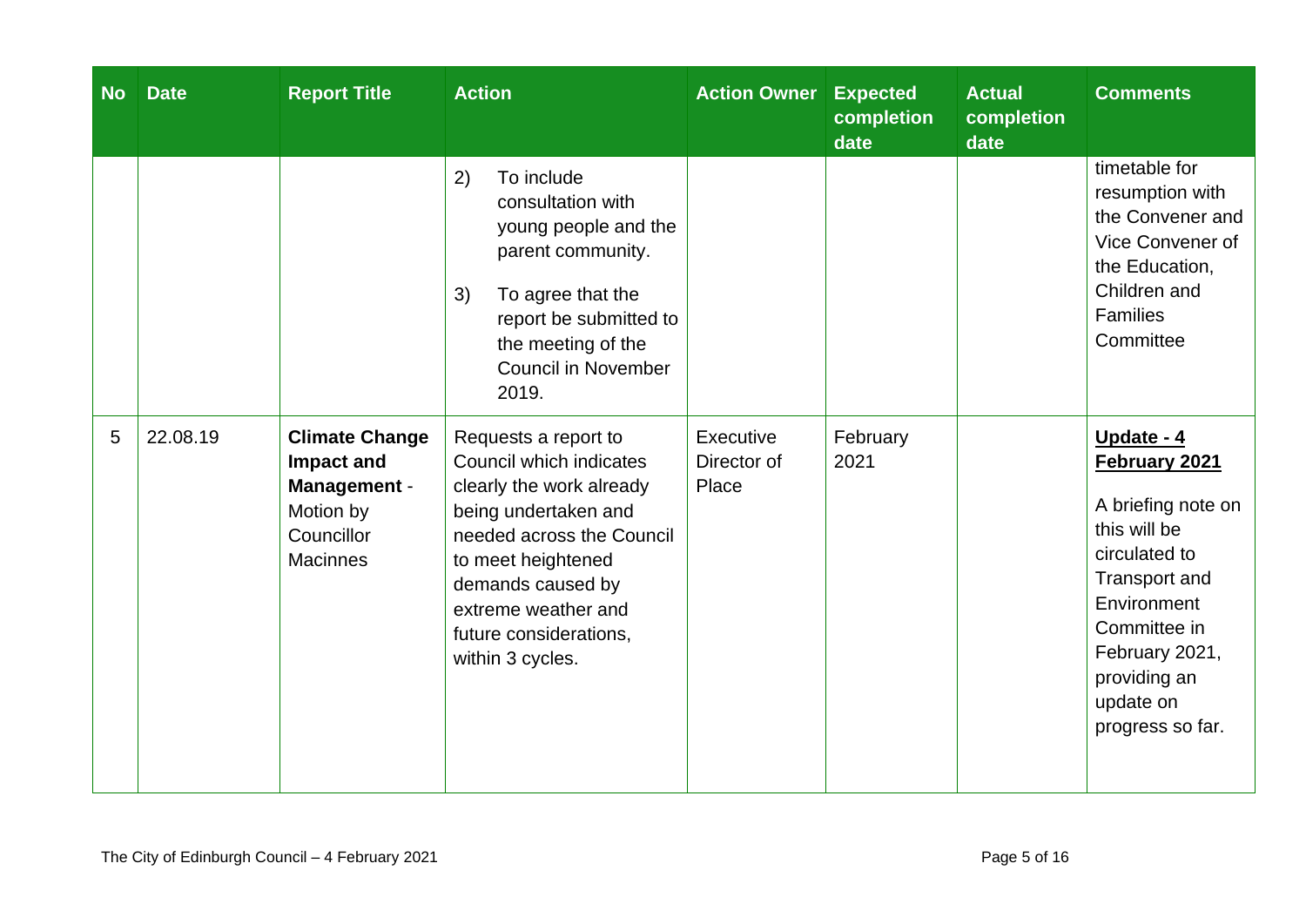| No | Date | Report Title | Action | Action Owner | Expected completion date | Actual completion date | Comments |
|---|---|---|---|---|---|---|---|
| | | | 2) To include consultation with young people and the parent community.<br><br>3) To agree that the report be submitted to the meeting of the Council in November 2019. | | | | timetable for resumption with the Convener and Vice Convener of the Education, Children and Families Committee |
| 5 | 22.08.19 | **Climate Change Impact and Management** - Motion by Councillor Macinnes | Requests a report to Council which indicates clearly the work already being undertaken and needed across the Council to meet heightened demands caused by extreme weather and future considerations, within 3 cycles. | Executive Director of Place | February 2021 | | **Update - 4 February 2021**<br><br>A briefing note on this will be circulated to Transport and Environment Committee in February 2021, providing an update on progress so far. |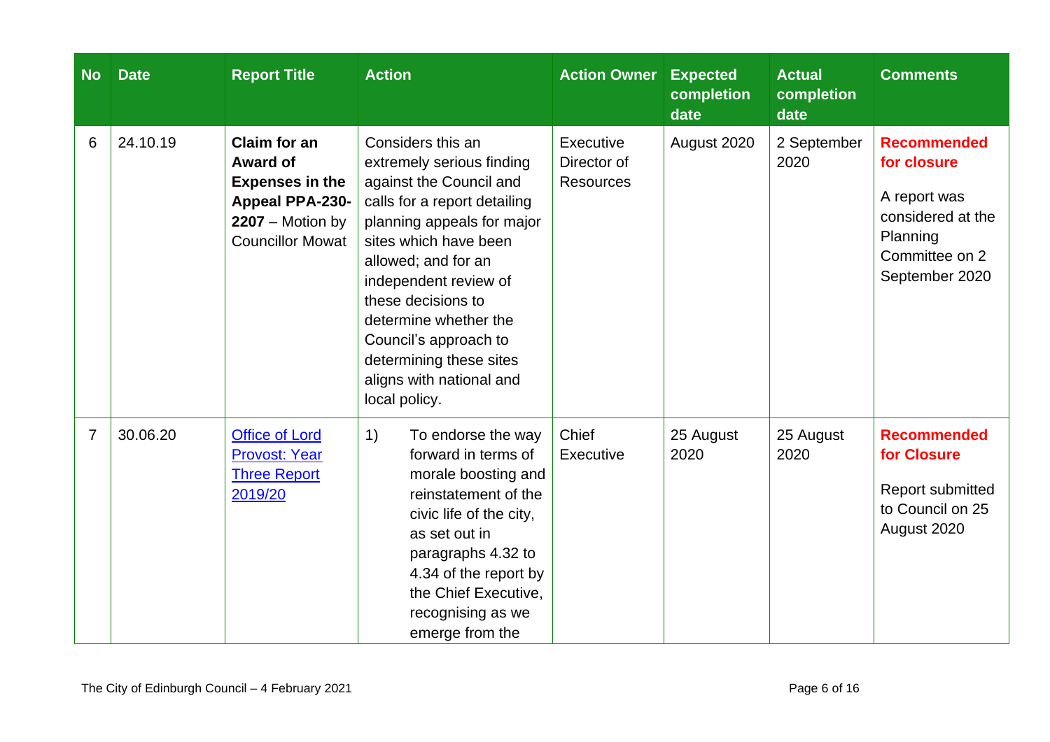| No | Date | Report Title | Action | Action Owner | Expected completion date | Actual completion date | Comments |
|---|---|---|---|---|---|---|---|
| 6 | 24.10.19 | **Claim for an Award of Expenses in the Appeal PPA-230-2207** – Motion by Councillor Mowat | Considers this an extremely serious finding against the Council and calls for a report detailing planning appeals for major sites which have been allowed; and for an independent review of these decisions to determine whether the Council's approach to determining these sites aligns with national and local policy. | Executive Director of Resources | August 2020 | 2 September 2020 | **Recommended for closure**<br><br>A report was considered at the Planning Committee on 2 September 2020 |
| 7 | 30.06.20 | Office of Lord Provost: Year Three Report 2019/20 | 1) To endorse the way forward in terms of morale boosting and reinstatement of the civic life of the city, as set out in paragraphs 4.32 to 4.34 of the report by the Chief Executive, recognising as we emerge from the | Chief Executive | 25 August 2020 | 25 August 2020 | **Recommended for Closure**<br><br>Report submitted to Council on 25 August 2020 |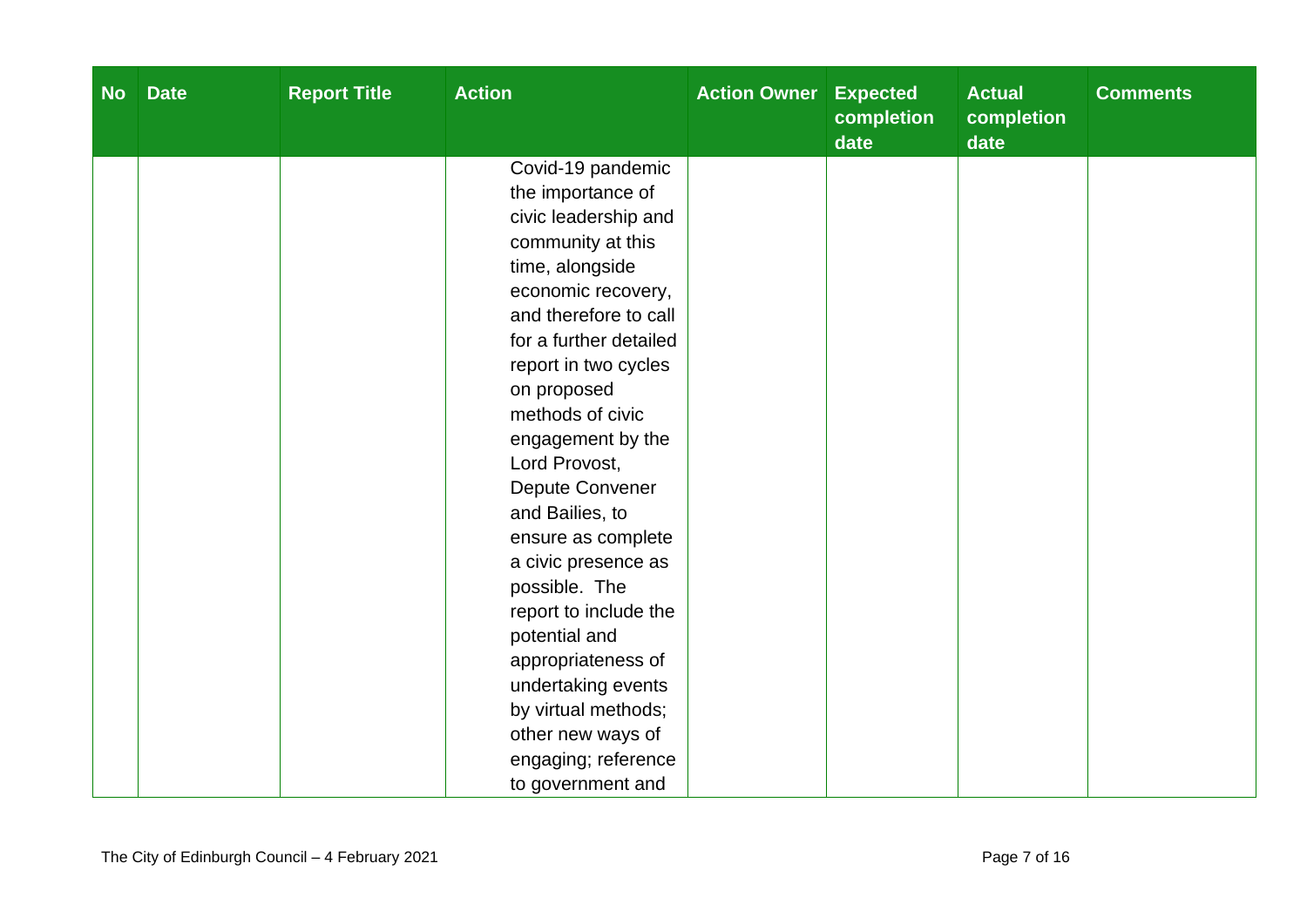| No | Date | Report Title | Action | Action Owner | Expected completion date | Actual completion date | Comments |
|---|---|---|---|---|---|---|---|
| | | | Covid-19 pandemic the importance of civic leadership and community at this time, alongside economic recovery, and therefore to call for a further detailed report in two cycles on proposed methods of civic engagement by the Lord Provost, Depute Convener and Bailies, to ensure as complete a civic presence as possible. The report to include the potential and appropriateness of undertaking events by virtual methods; other new ways of engaging; reference to government and | | | | |

The City of Edinburgh Council – 4 February 2021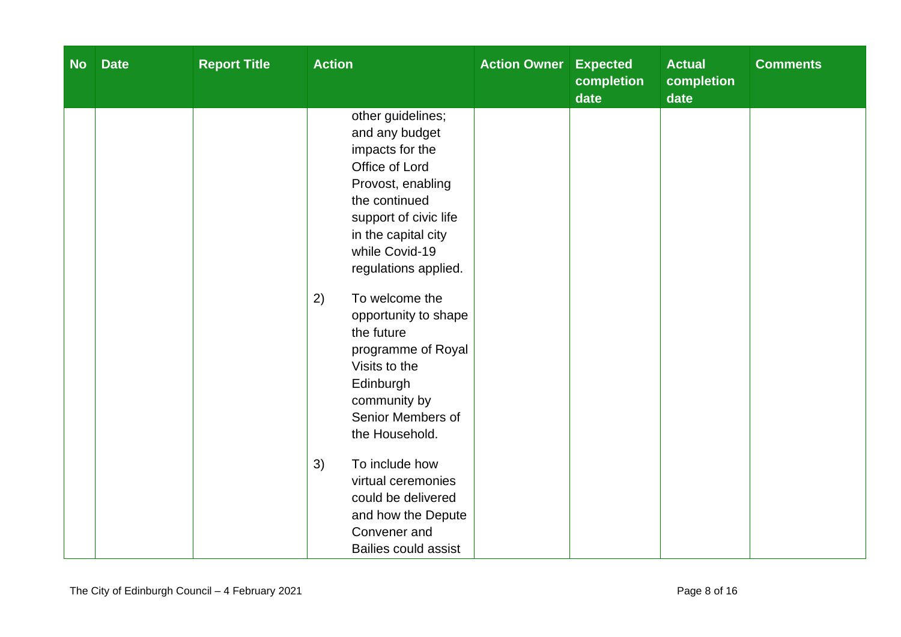| No | Date | Report Title | Action | Action Owner | Expected completion date | Actual completion date | Comments |
|---|---|---|---|---|---|---|---|
| | | | other guidelines; and any budget impacts for the Office of Lord Provost, enabling the continued support of civic life in the capital city while Covid-19 regulations applied.<br><br>2) To welcome the opportunity to shape the future programme of Royal Visits to the Edinburgh community by Senior Members of the Household.<br><br>3) To include how virtual ceremonies could be delivered and how the Depute Convener and Bailies could assist | | | | |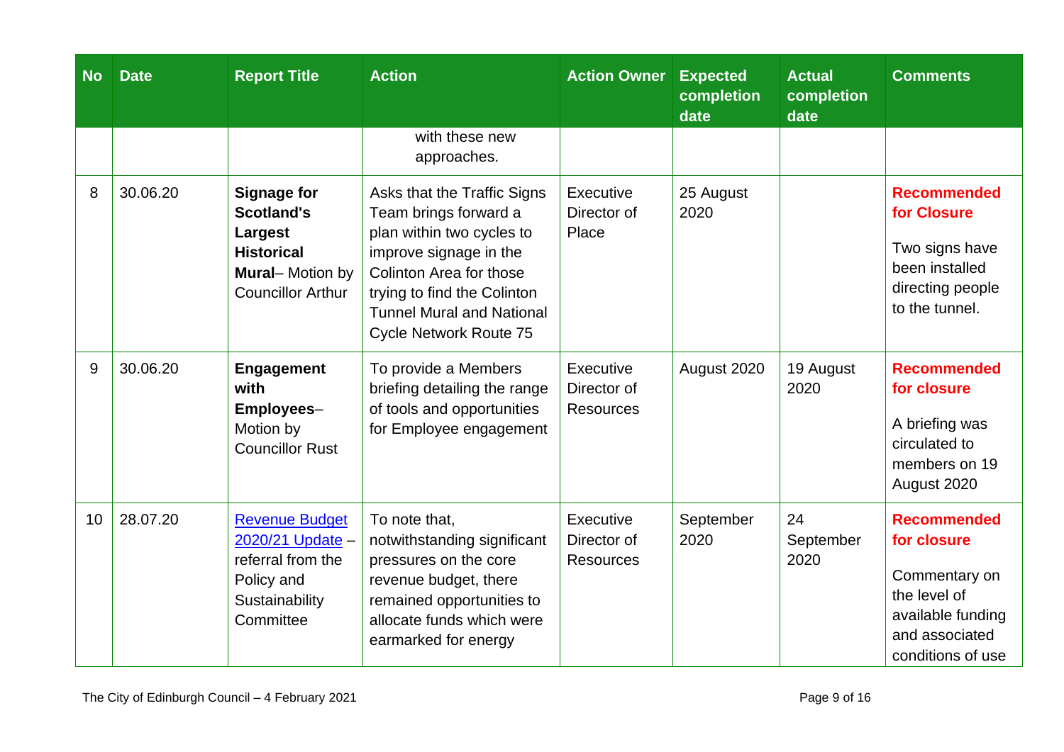| No | Date | Report Title | Action | Action Owner | Expected completion date | Actual completion date | Comments |
|---|---|---|---|---|---|---|---|
| | | | with these new approaches. | | | | |
| 8 | 30.06.20 | **Signage for Scotland's Largest Historical Mural**– Motion by Councillor Arthur | Asks that the Traffic Signs Team brings forward a plan within two cycles to improve signage in the Colinton Area for those trying to find the Colinton Tunnel Mural and National Cycle Network Route 75 | Executive Director of Place | 25 August 2020 | | **Recommended for Closure**<br><br>Two signs have been installed directing people to the tunnel. |
| 9 | 30.06.20 | **Engagement with Employees**– Motion by Councillor Rust | To provide a Members briefing detailing the range of tools and opportunities for Employee engagement | Executive Director of Resources | August 2020 | 19 August 2020 | **Recommended for closure**<br><br>A briefing was circulated to members on 19 August 2020 |
| 10 | 28.07.20 | Revenue Budget 2020/21 Update – referral from the Policy and Sustainability Committee | To note that, notwithstanding significant pressures on the core revenue budget, there remained opportunities to allocate funds which were earmarked for energy | Executive Director of Resources | September 2020 | 24 September 2020 | **Recommended for closure**<br><br>Commentary on the level of available funding and associated conditions of use |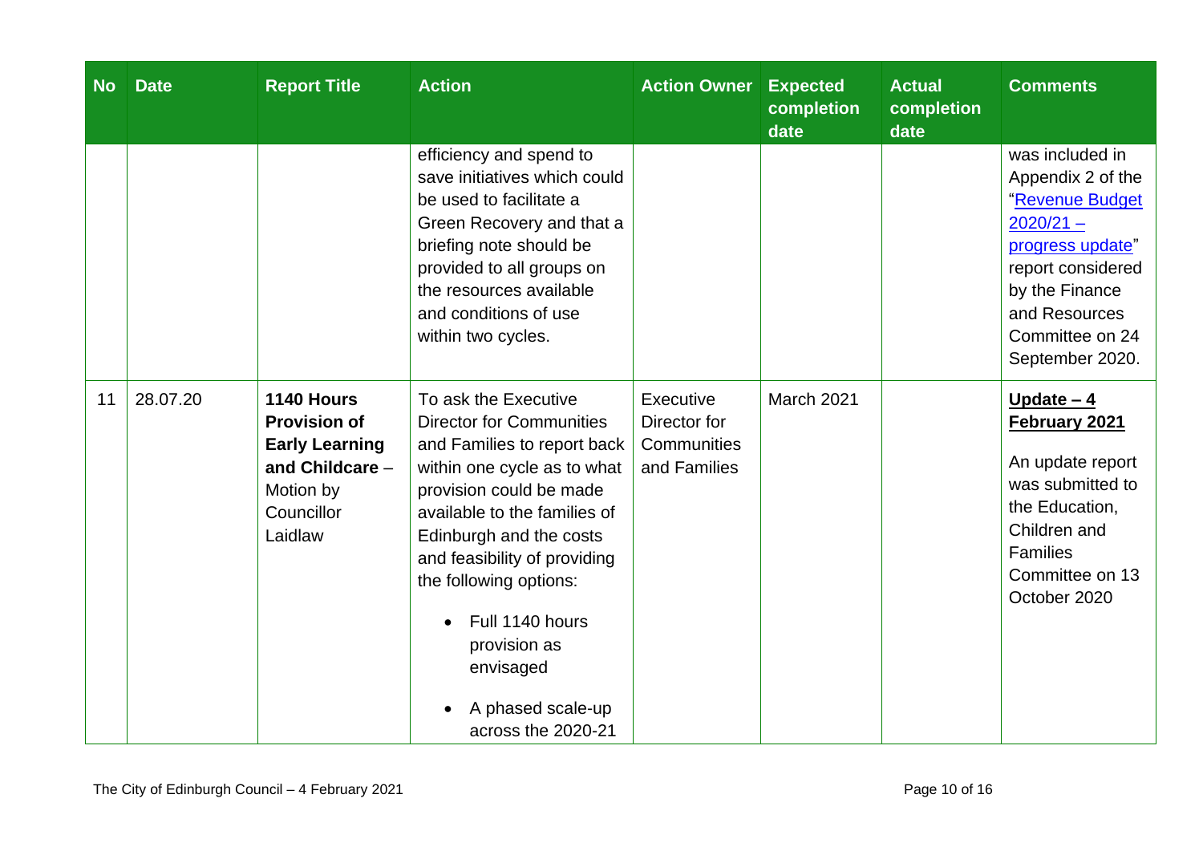| No | Date | Report Title | Action | Action Owner | Expected completion date | Actual completion date | Comments |
|---|---|---|---|---|---|---|---|
| | | | efficiency and spend to save initiatives which could be used to facilitate a Green Recovery and that a briefing note should be provided to all groups on the resources available and conditions of use within two cycles. | | | | was included in Appendix 2 of the "Revenue Budget 2020/21 – progress update" report considered by the Finance and Resources Committee on 24 September 2020. |
| 11 | 28.07.20 | **1140 Hours Provision of Early Learning and Childcare** – Motion by Councillor Laidlaw | To ask the Executive Director for Communities and Families to report back within one cycle as to what provision could be made available to the families of Edinburgh and the costs and feasibility of providing the following options:<br>• Full 1140 hours provision as envisaged<br>• A phased scale-up across the 2020-21 | Executive Director for Communities and Families | March 2021 | | **Update – 4 February 2021**<br>An update report was submitted to the Education, Children and Families Committee on 13 October 2020 |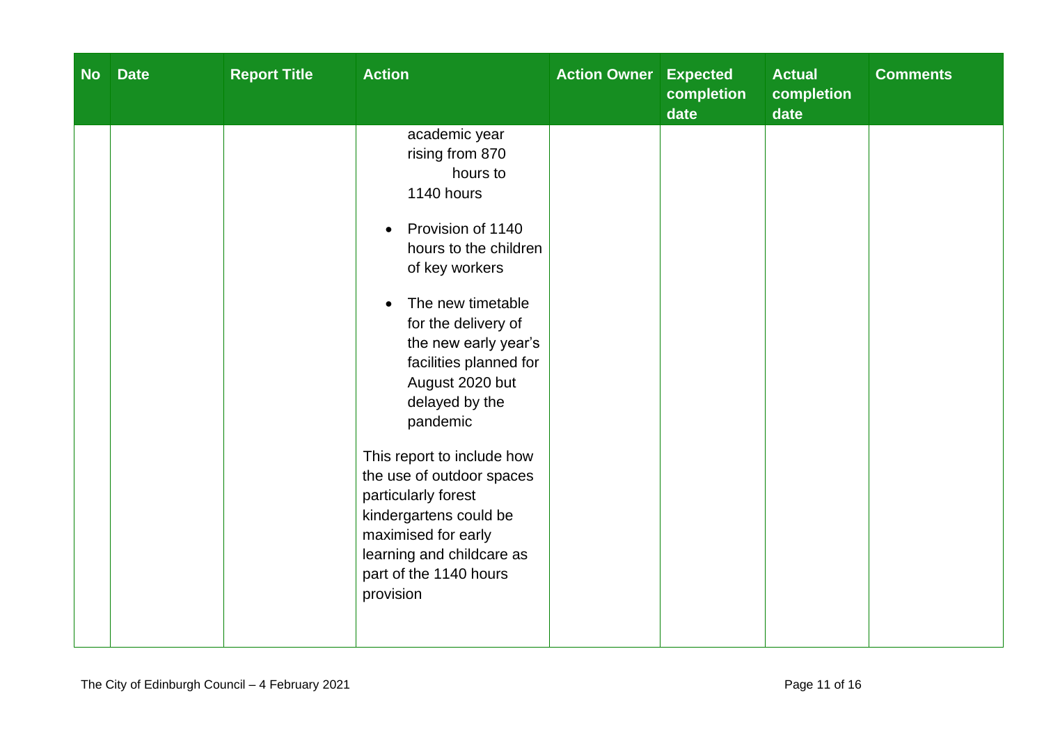| No | Date | Report Title | Action | Action Owner | Expected completion date | Actual completion date | Comments |
|---|---|---|---|---|---|---|---|
| | | | academic year rising from 870 hours to 1140 hours<br><br>• Provision of 1140 hours to the children of key workers<br><br>• The new timetable for the delivery of the new early year's facilities planned for August 2020 but delayed by the pandemic<br><br>This report to include how the use of outdoor spaces particularly forest kindergartens could be maximised for early learning and childcare as part of the 1140 hours provision | | | | |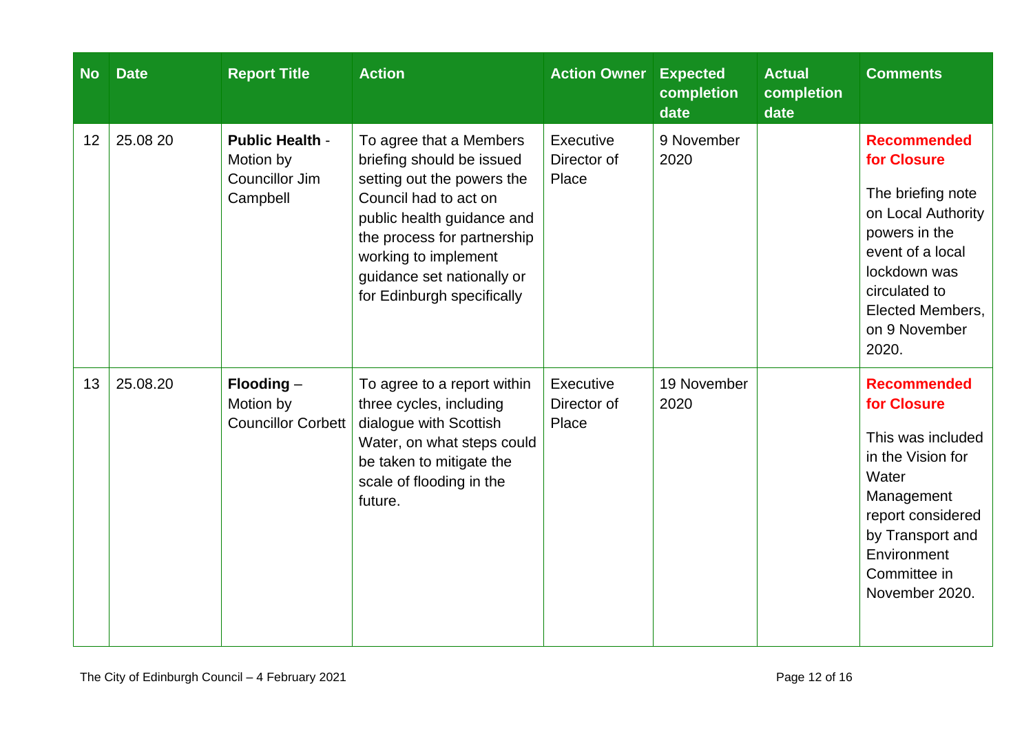| No | Date | Report Title | Action | Action Owner | Expected completion date | Actual completion date | Comments |
|---|---|---|---|---|---|---|---|
| 12 | 25.08 20 | **Public Health** - Motion by Councillor Jim Campbell | To agree that a Members briefing should be issued setting out the powers the Council had to act on public health guidance and the process for partnership working to implement guidance set nationally or for Edinburgh specifically | Executive Director of Place | 9 November 2020 | | **Recommended for Closure**<br><br>The briefing note on Local Authority powers in the event of a local lockdown was circulated to Elected Members, on 9 November 2020. |
| 13 | 25.08.20 | **Flooding** – Motion by Councillor Corbett | To agree to a report within three cycles, including dialogue with Scottish Water, on what steps could be taken to mitigate the scale of flooding in the future. | Executive Director of Place | 19 November 2020 | | **Recommended for Closure**<br><br>This was included in the Vision for Water Management report considered by Transport and Environment Committee in November 2020. |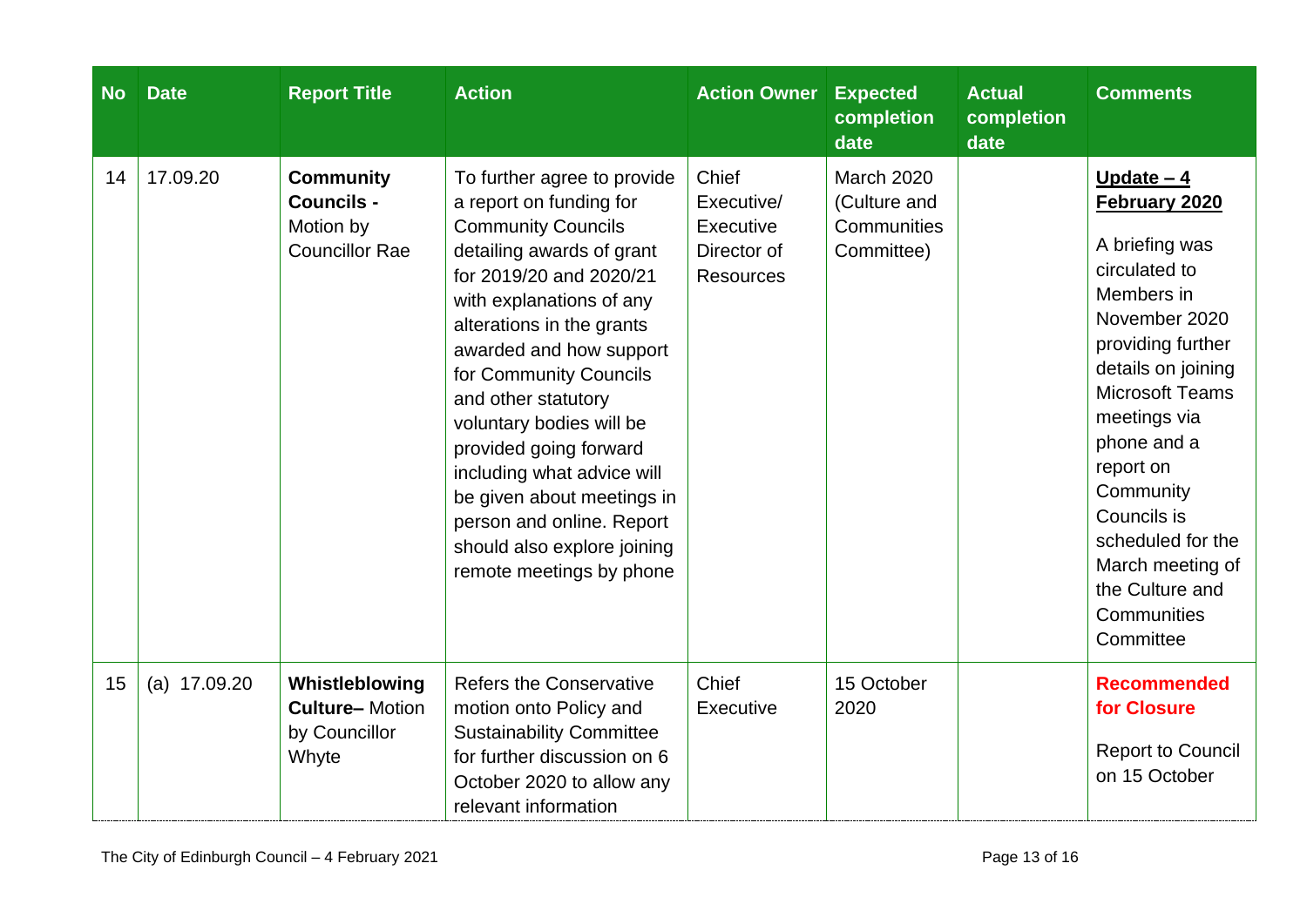| No | Date | Report Title | Action | Action Owner | Expected completion date | Actual completion date | Comments |
|---|---|---|---|---|---|---|---|
| 14 | 17.09.20 | **Community Councils -** Motion by Councillor Rae | To further agree to provide a report on funding for Community Councils detailing awards of grant for 2019/20 and 2020/21 with explanations of any alterations in the grants awarded and how support for Community Councils and other statutory voluntary bodies will be provided going forward including what advice will be given about meetings in person and online. Report should also explore joining remote meetings by phone | Chief Executive/ Executive Director of Resources | March 2020 (Culture and Communities Committee) | | **Update – 4 February 2020**<br><br>A briefing was circulated to Members in November 2020 providing further details on joining Microsoft Teams meetings via phone and a report on Community Councils is scheduled for the March meeting of the Culture and Communities Committee |
| 15 | (a) 17.09.20 | **Whistleblowing Culture–** Motion by Councillor Whyte | Refers the Conservative motion onto Policy and Sustainability Committee for further discussion on 6 October 2020 to allow any relevant information | Chief Executive | 15 October 2020 | | **Recommended for Closure**<br><br>Report to Council on 15 October |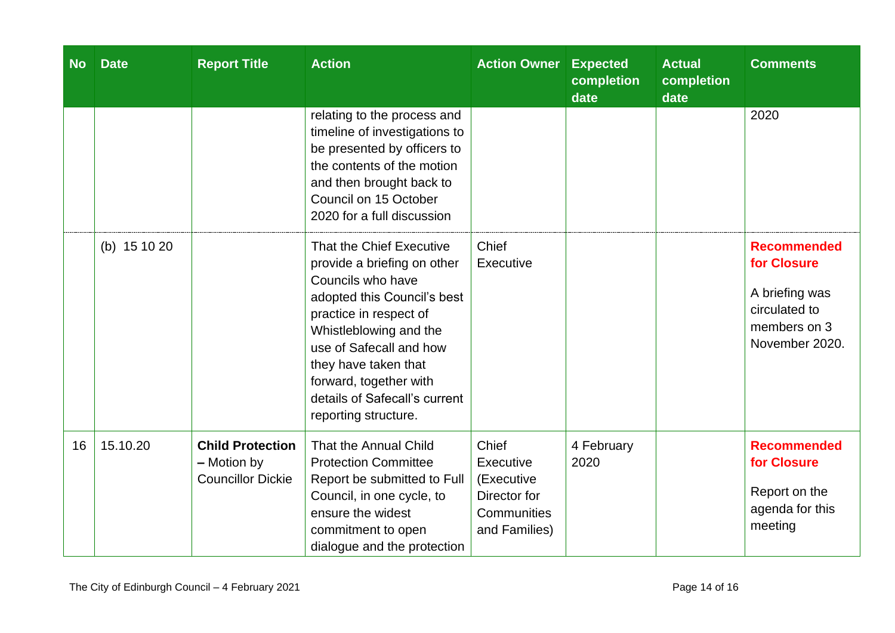| No | Date | Report Title | Action | Action Owner | Expected completion date | Actual completion date | Comments |
|---|---|---|---|---|---|---|---|
| | | | relating to the process and timeline of investigations to be presented by officers to the contents of the motion and then brought back to Council on 15 October 2020 for a full discussion | | | | 2020 |
| | (b) 15 10 20 | | That the Chief Executive provide a briefing on other Councils who have adopted this Council's best practice in respect of Whistleblowing and the use of Safecall and how they have taken that forward, together with details of Safecall's current reporting structure. | Chief Executive | | | **Recommended for Closure** A briefing was circulated to members on 3 November 2020. |
| 16 | 15.10.20 | **Child Protection –** Motion by Councillor Dickie | That the Annual Child Protection Committee Report be submitted to Full Council, in one cycle, to ensure the widest commitment to open dialogue and the protection | Chief Executive (Executive Director for Communities and Families) | 4 February 2020 | | **Recommended for Closure** Report on the agenda for this meeting |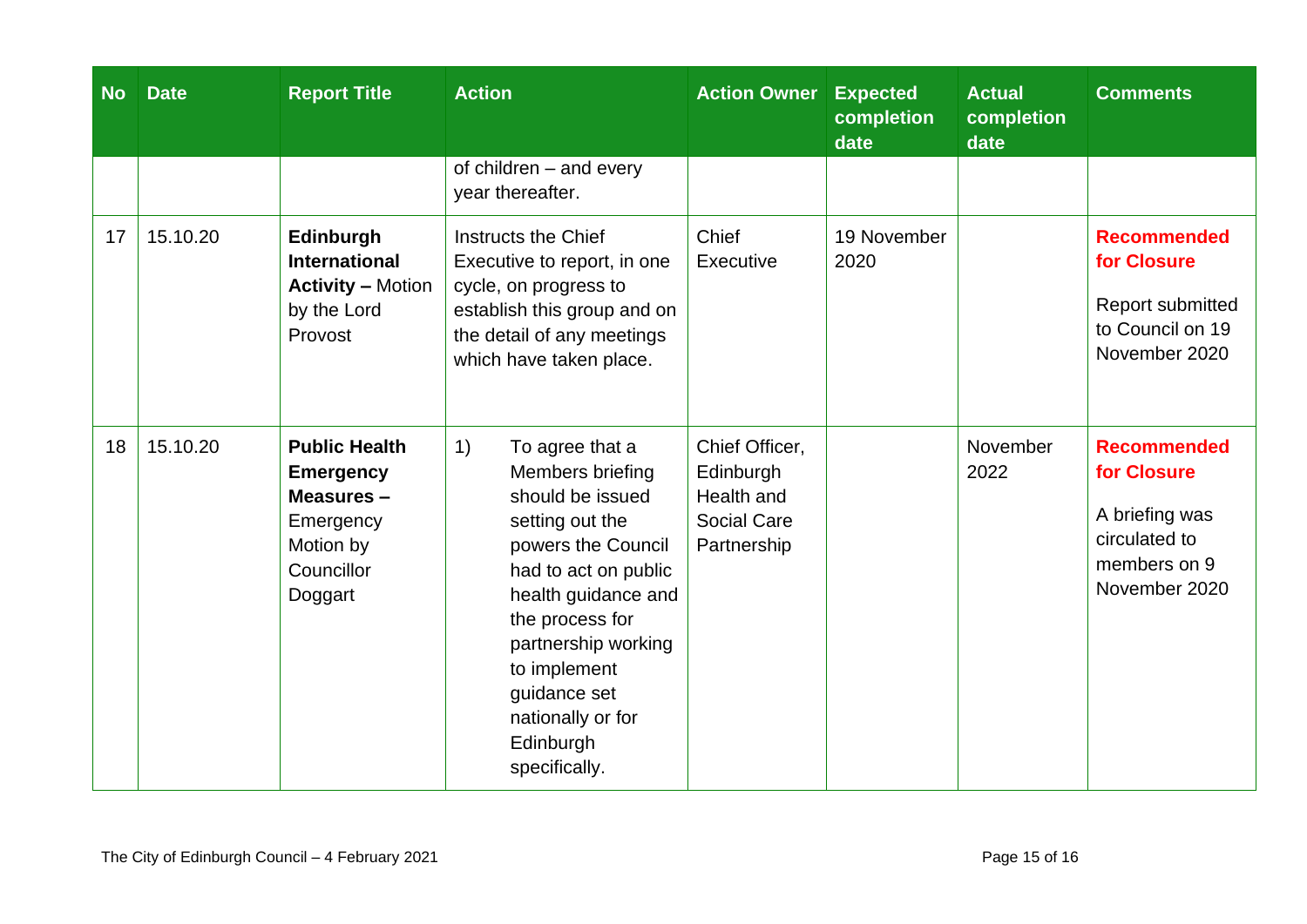| No | Date | Report Title | Action | Action Owner | Expected completion date | Actual completion date | Comments |
|---|---|---|---|---|---|---|---|
| | | | of children – and every year thereafter. | | | | |
| 17 | 15.10.20 | **Edinburgh International Activity –** Motion by the Lord Provost | Instructs the Chief Executive to report, in one cycle, on progress to establish this group and on the detail of any meetings which have taken place. | Chief Executive | 19 November 2020 | | **Recommended for Closure** Report submitted to Council on 19 November 2020 |
| 18 | 15.10.20 | **Public Health Emergency Measures –** Emergency Motion by Councillor Doggart | 1) To agree that a Members briefing should be issued setting out the powers the Council had to act on public health guidance and the process for partnership working to implement guidance set nationally or for Edinburgh specifically. | Chief Officer, Edinburgh Health and Social Care Partnership | | November 2022 | **Recommended for Closure** A briefing was circulated to members on 9 November 2020 |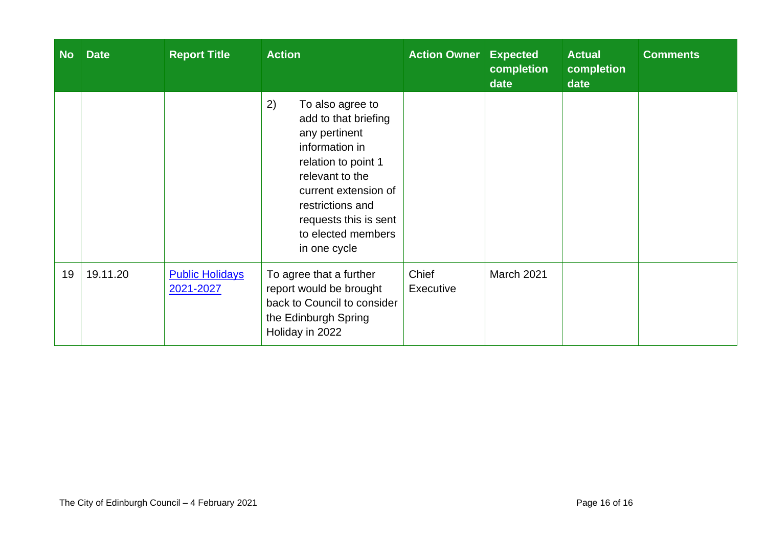| No | Date | Report Title | Action | Action Owner | Expected completion date | Actual completion date | Comments |
|---|---|---|---|---|---|---|---|
| | | | 2) To also agree to add to that briefing any pertinent information in relation to point 1 relevant to the current extension of restrictions and requests this is sent to elected members in one cycle | | | | |
| 19 | 19.11.20 | Public Holidays 2021-2027 | To agree that a further report would be brought back to Council to consider the Edinburgh Spring Holiday in 2022 | Chief Executive | March 2021 | | |